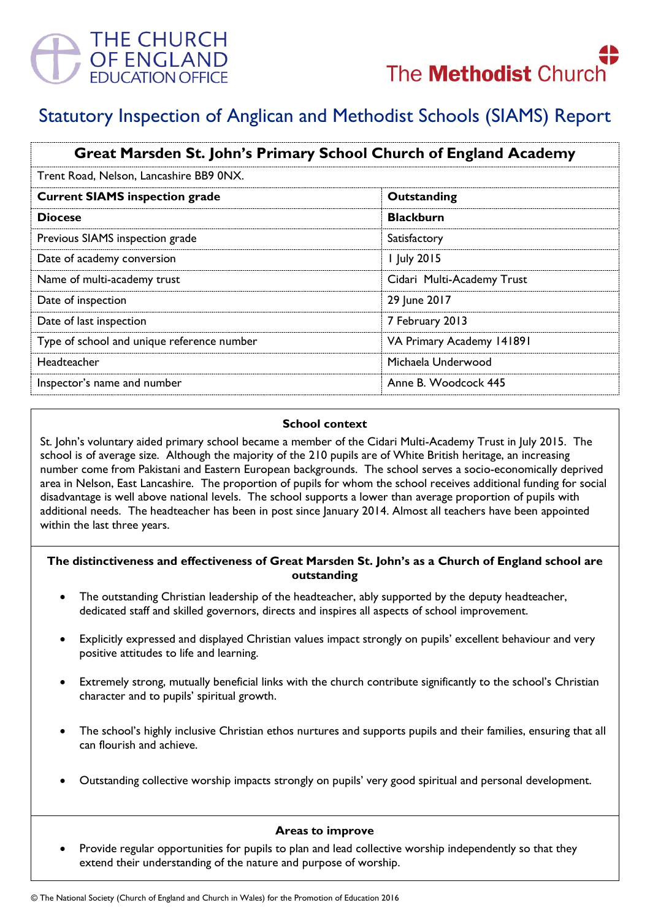THE CHURCH OF ENGLAND EDUCATION OFFICE

The Methodist Church

# Statutory Inspection of Anglican and Methodist Schools (SIAMS) Report

| **Great Marsden St. John's Primary School Church of England Academy** | |
|---|---|
| Trent Road, Nelson, Lancashire BB9 0NX. | |
| **Current SIAMS inspection grade** | **Outstanding** |
| **Diocese** | **Blackburn** |
| Previous SIAMS inspection grade | Satisfactory |
| Date of academy conversion | 1 July 2015 |
| Name of multi-academy trust | Cidari Multi-Academy Trust |
| Date of inspection | 29 June 2017 |
| Date of last inspection | 7 February 2013 |
| Type of school and unique reference number | VA Primary Academy 141891 |
| Headteacher | Michaela Underwood |
| Inspector's name and number | Anne B. Woodcock 445 |

### School context

St. John's voluntary aided primary school became a member of the Cidari Multi-Academy Trust in July 2015. The school is of average size. Although the majority of the 210 pupils are of White British heritage, an increasing number come from Pakistani and Eastern European backgrounds. The school serves a socio-economically deprived area in Nelson, East Lancashire. The proportion of pupils for whom the school receives additional funding for social disadvantage is well above national levels. The school supports a lower than average proportion of pupils with additional needs. The headteacher has been in post since January 2014. Almost all teachers have been appointed within the last three years.

### The distinctiveness and effectiveness of Great Marsden St. John's as a Church of England school are outstanding

- The outstanding Christian leadership of the headteacher, ably supported by the deputy headteacher, dedicated staff and skilled governors, directs and inspires all aspects of school improvement.
- Explicitly expressed and displayed Christian values impact strongly on pupils' excellent behaviour and very positive attitudes to life and learning.
- Extremely strong, mutually beneficial links with the church contribute significantly to the school's Christian character and to pupils' spiritual growth.
- The school's highly inclusive Christian ethos nurtures and supports pupils and their families, ensuring that all can flourish and achieve.
- Outstanding collective worship impacts strongly on pupils' very good spiritual and personal development.

### Areas to improve

- Provide regular opportunities for pupils to plan and lead collective worship independently so that they extend their understanding of the nature and purpose of worship.

© The National Society (Church of England and Church in Wales) for the Promotion of Education 2016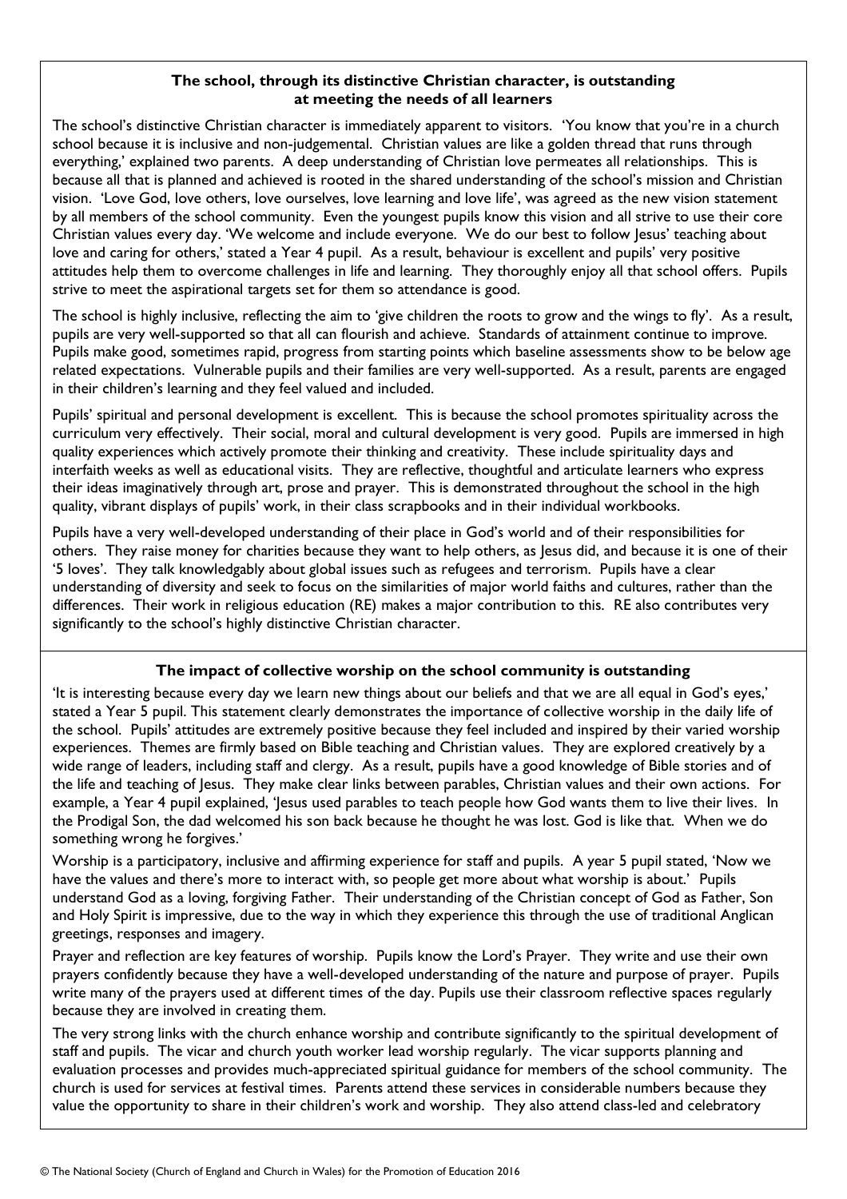### The school, through its distinctive Christian character, is outstanding at meeting the needs of all learners

The school's distinctive Christian character is immediately apparent to visitors. 'You know that you're in a church school because it is inclusive and non-judgemental. Christian values are like a golden thread that runs through everything,' explained two parents. A deep understanding of Christian love permeates all relationships. This is because all that is planned and achieved is rooted in the shared understanding of the school's mission and Christian vision. 'Love God, love others, love ourselves, love learning and love life', was agreed as the new vision statement by all members of the school community. Even the youngest pupils know this vision and all strive to use their core Christian values every day. 'We welcome and include everyone. We do our best to follow Jesus' teaching about love and caring for others,' stated a Year 4 pupil. As a result, behaviour is excellent and pupils' very positive attitudes help them to overcome challenges in life and learning. They thoroughly enjoy all that school offers. Pupils strive to meet the aspirational targets set for them so attendance is good.

The school is highly inclusive, reflecting the aim to 'give children the roots to grow and the wings to fly'. As a result, pupils are very well-supported so that all can flourish and achieve. Standards of attainment continue to improve. Pupils make good, sometimes rapid, progress from starting points which baseline assessments show to be below age related expectations. Vulnerable pupils and their families are very well-supported. As a result, parents are engaged in their children's learning and they feel valued and included.

Pupils' spiritual and personal development is excellent. This is because the school promotes spirituality across the curriculum very effectively. Their social, moral and cultural development is very good. Pupils are immersed in high quality experiences which actively promote their thinking and creativity. These include spirituality days and interfaith weeks as well as educational visits. They are reflective, thoughtful and articulate learners who express their ideas imaginatively through art, prose and prayer. This is demonstrated throughout the school in the high quality, vibrant displays of pupils' work, in their class scrapbooks and in their individual workbooks.

Pupils have a very well-developed understanding of their place in God's world and of their responsibilities for others. They raise money for charities because they want to help others, as Jesus did, and because it is one of their '5 loves'. They talk knowledgably about global issues such as refugees and terrorism. Pupils have a clear understanding of diversity and seek to focus on the similarities of major world faiths and cultures, rather than the differences. Their work in religious education (RE) makes a major contribution to this. RE also contributes very significantly to the school's highly distinctive Christian character.

### The impact of collective worship on the school community is outstanding

'It is interesting because every day we learn new things about our beliefs and that we are all equal in God's eyes,' stated a Year 5 pupil. This statement clearly demonstrates the importance of collective worship in the daily life of the school. Pupils' attitudes are extremely positive because they feel included and inspired by their varied worship experiences. Themes are firmly based on Bible teaching and Christian values. They are explored creatively by a wide range of leaders, including staff and clergy. As a result, pupils have a good knowledge of Bible stories and of the life and teaching of Jesus. They make clear links between parables, Christian values and their own actions. For example, a Year 4 pupil explained, 'Jesus used parables to teach people how God wants them to live their lives. In the Prodigal Son, the dad welcomed his son back because he thought he was lost. God is like that. When we do something wrong he forgives.'

Worship is a participatory, inclusive and affirming experience for staff and pupils. A year 5 pupil stated, 'Now we have the values and there's more to interact with, so people get more about what worship is about.' Pupils understand God as a loving, forgiving Father. Their understanding of the Christian concept of God as Father, Son and Holy Spirit is impressive, due to the way in which they experience this through the use of traditional Anglican greetings, responses and imagery.

Prayer and reflection are key features of worship. Pupils know the Lord's Prayer. They write and use their own prayers confidently because they have a well-developed understanding of the nature and purpose of prayer. Pupils write many of the prayers used at different times of the day. Pupils use their classroom reflective spaces regularly because they are involved in creating them.

The very strong links with the church enhance worship and contribute significantly to the spiritual development of staff and pupils. The vicar and church youth worker lead worship regularly. The vicar supports planning and evaluation processes and provides much-appreciated spiritual guidance for members of the school community. The church is used for services at festival times. Parents attend these services in considerable numbers because they value the opportunity to share in their children's work and worship. They also attend class-led and celebratory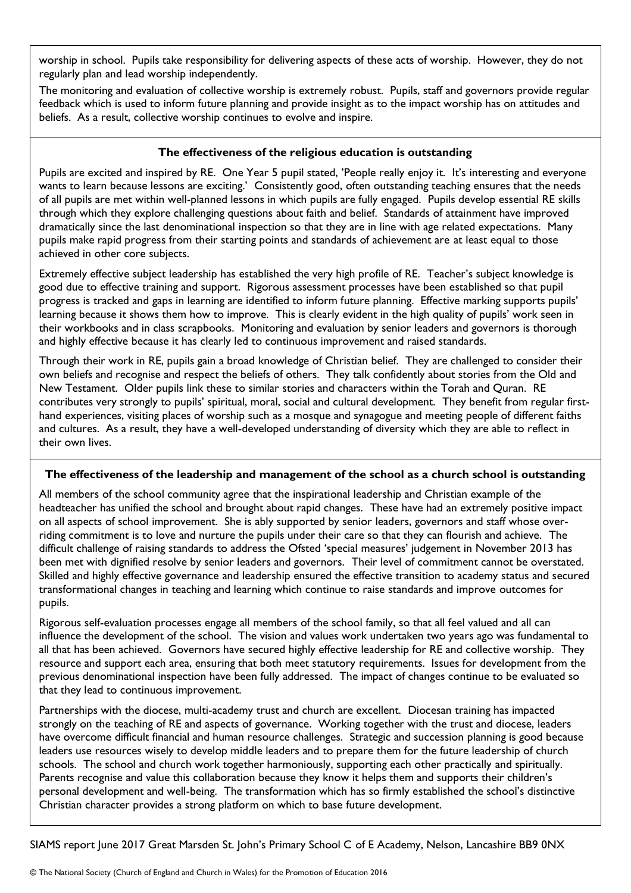worship in school. Pupils take responsibility for delivering aspects of these acts of worship. However, they do not regularly plan and lead worship independently.

The monitoring and evaluation of collective worship is extremely robust. Pupils, staff and governors provide regular feedback which is used to inform future planning and provide insight as to the impact worship has on attitudes and beliefs. As a result, collective worship continues to evolve and inspire.

### The effectiveness of the religious education is outstanding

Pupils are excited and inspired by RE. One Year 5 pupil stated, 'People really enjoy it. It's interesting and everyone wants to learn because lessons are exciting.' Consistently good, often outstanding teaching ensures that the needs of all pupils are met within well-planned lessons in which pupils are fully engaged. Pupils develop essential RE skills through which they explore challenging questions about faith and belief. Standards of attainment have improved dramatically since the last denominational inspection so that they are in line with age related expectations. Many pupils make rapid progress from their starting points and standards of achievement are at least equal to those achieved in other core subjects.

Extremely effective subject leadership has established the very high profile of RE. Teacher's subject knowledge is good due to effective training and support. Rigorous assessment processes have been established so that pupil progress is tracked and gaps in learning are identified to inform future planning. Effective marking supports pupils' learning because it shows them how to improve. This is clearly evident in the high quality of pupils' work seen in their workbooks and in class scrapbooks. Monitoring and evaluation by senior leaders and governors is thorough and highly effective because it has clearly led to continuous improvement and raised standards.

Through their work in RE, pupils gain a broad knowledge of Christian belief. They are challenged to consider their own beliefs and recognise and respect the beliefs of others. They talk confidently about stories from the Old and New Testament. Older pupils link these to similar stories and characters within the Torah and Quran. RE contributes very strongly to pupils' spiritual, moral, social and cultural development. They benefit from regular first-hand experiences, visiting places of worship such as a mosque and synagogue and meeting people of different faiths and cultures. As a result, they have a well-developed understanding of diversity which they are able to reflect in their own lives.

### The effectiveness of the leadership and management of the school as a church school is outstanding

All members of the school community agree that the inspirational leadership and Christian example of the headteacher has unified the school and brought about rapid changes. These have had an extremely positive impact on all aspects of school improvement. She is ably supported by senior leaders, governors and staff whose over-riding commitment is to love and nurture the pupils under their care so that they can flourish and achieve. The difficult challenge of raising standards to address the Ofsted 'special measures' judgement in November 2013 has been met with dignified resolve by senior leaders and governors. Their level of commitment cannot be overstated. Skilled and highly effective governance and leadership ensured the effective transition to academy status and secured transformational changes in teaching and learning which continue to raise standards and improve outcomes for pupils.

Rigorous self-evaluation processes engage all members of the school family, so that all feel valued and all can influence the development of the school. The vision and values work undertaken two years ago was fundamental to all that has been achieved. Governors have secured highly effective leadership for RE and collective worship. They resource and support each area, ensuring that both meet statutory requirements. Issues for development from the previous denominational inspection have been fully addressed. The impact of changes continue to be evaluated so that they lead to continuous improvement.

Partnerships with the diocese, multi-academy trust and church are excellent. Diocesan training has impacted strongly on the teaching of RE and aspects of governance. Working together with the trust and diocese, leaders have overcome difficult financial and human resource challenges. Strategic and succession planning is good because leaders use resources wisely to develop middle leaders and to prepare them for the future leadership of church schools. The school and church work together harmoniously, supporting each other practically and spiritually. Parents recognise and value this collaboration because they know it helps them and supports their children's personal development and well-being. The transformation which has so firmly established the school's distinctive Christian character provides a strong platform on which to base future development.

SIAMS report June 2017 Great Marsden St. John's Primary School C of E Academy, Nelson, Lancashire BB9 0NX